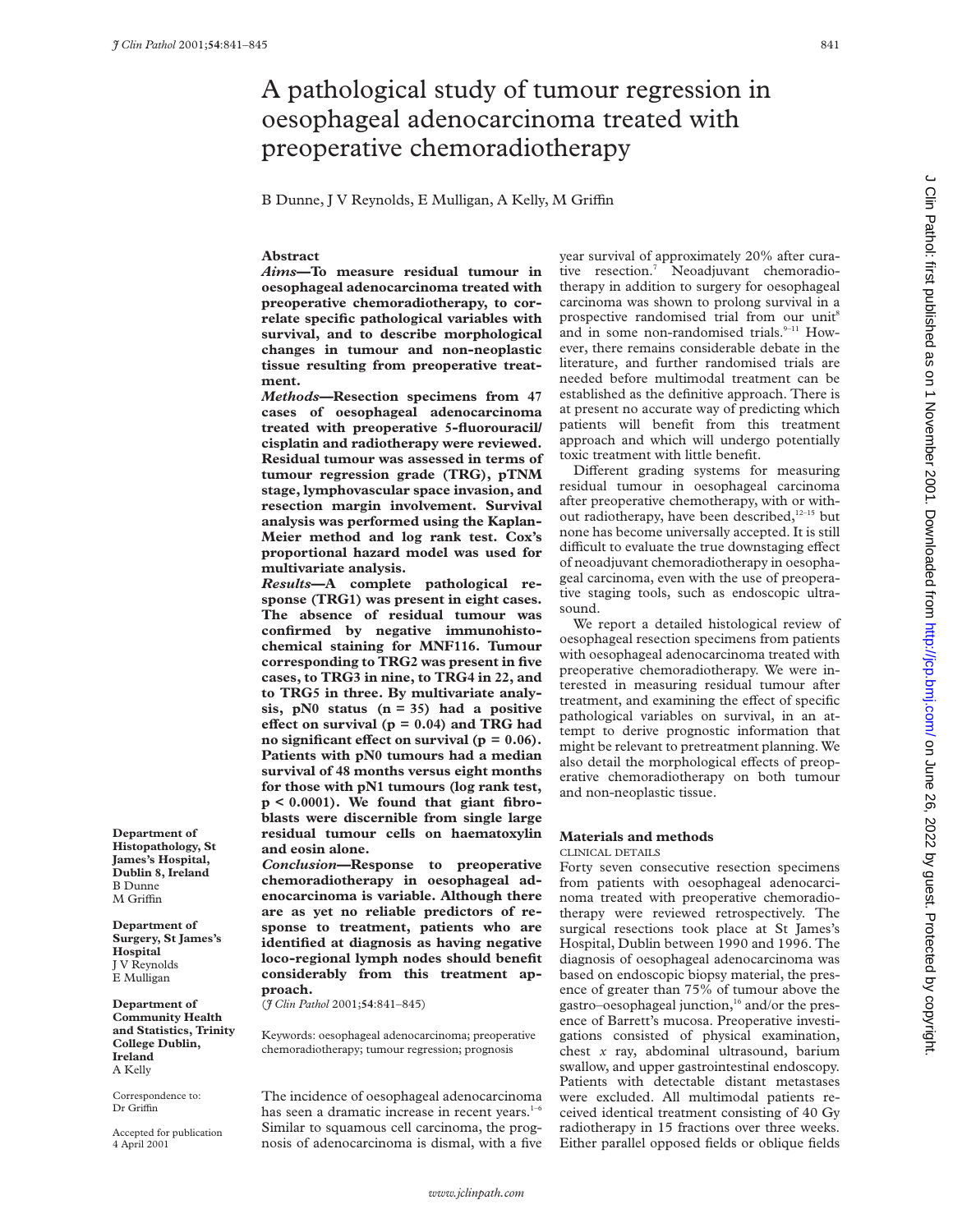# A pathological study of tumour regression in oesophageal adenocarcinoma treated with preoperative chemoradiotherapy

B Dunne, J V Reynolds, E Mulligan, A Kelly, M Griffin

**Department of Histopathology, St James's Hospital, Dublin 8, Ireland**
B Dunne
M Griffin

**Department of Surgery, St James's Hospital**
J V Reynolds
E Mulligan

**Department of Community Health and Statistics, Trinity College Dublin, Ireland**
A Kelly

Correspondence to: Dr Griffin

Accepted for publication 4 April 2001

## Abstract

***Aims*—To measure residual tumour in oesophageal adenocarcinoma treated with preoperative chemoradiotherapy, to correlate specific pathological variables with survival, and to describe morphological changes in tumour and non-neoplastic tissue resulting from preoperative treatment.**

***Methods*—Resection specimens from 47 cases of oesophageal adenocarcinoma treated with preoperative 5-fluorouracil/cisplatin and radiotherapy were reviewed. Residual tumour was assessed in terms of tumour regression grade (TRG), pTNM stage, lymphovascular space invasion, and resection margin involvement. Survival analysis was performed using the Kaplan-Meier method and log rank test. Cox's proportional hazard model was used for multivariate analysis.**

***Results*—A complete pathological response (TRG1) was present in eight cases. The absence of residual tumour was confirmed by negative immunohistochemical staining for MNF116. Tumour corresponding to TRG2 was present in five cases, to TRG3 in nine, to TRG4 in 22, and to TRG5 in three. By multivariate analysis, pN0 status (n = 35) had a positive effect on survival (p = 0.04) and TRG had no significant effect on survival (p = 0.06). Patients with pN0 tumours had a median survival of 48 months versus eight months for those with pN1 tumours (log rank test, p < 0.0001). We found that giant fibroblasts were discernible from single large residual tumour cells on haematoxylin and eosin alone.**

***Conclusion*—Response to preoperative chemoradiotherapy in oesophageal adenocarcinoma is variable. Although there are as yet no reliable predictors of response to treatment, patients who are identified at diagnosis as having negative loco-regional lymph nodes should benefit considerably from this treatment approach.**

(*J Clin Pathol* 2001;**54**:841–845)

Keywords: oesophageal adenocarcinoma; preoperative chemoradiotherapy; tumour regression; prognosis

The incidence of oesophageal adenocarcinoma has seen a dramatic increase in recent years.[1–6] Similar to squamous cell carcinoma, the prognosis of adenocarcinoma is dismal, with a five year survival of approximately 20% after curative resection.[7] Neoadjuvant chemoradiotherapy in addition to surgery for oesophageal carcinoma was shown to prolong survival in a prospective randomised trial from our unit[8] and in some non-randomised trials.[9–11] However, there remains considerable debate in the literature, and further randomised trials are needed before multimodal treatment can be established as the definitive approach. There is at present no accurate way of predicting which patients will benefit from this treatment approach and which will undergo potentially toxic treatment with little benefit.

Different grading systems for measuring residual tumour in oesophageal carcinoma after preoperative chemotherapy, with or without radiotherapy, have been described,[12–15] but none has become universally accepted. It is still difficult to evaluate the true downstaging effect of neoadjuvant chemoradiotherapy in oesophageal carcinoma, even with the use of preoperative staging tools, such as endoscopic ultrasound.

We report a detailed histological review of oesophageal resection specimens from patients with oesophageal adenocarcinoma treated with preoperative chemoradiotherapy. We were interested in measuring residual tumour after treatment, and examining the effect of specific pathological variables on survival, in an attempt to derive prognostic information that might be relevant to pretreatment planning. We also detail the morphological effects of preoperative chemoradiotherapy on both tumour and non-neoplastic tissue.

## Materials and methods

### CLINICAL DETAILS

Forty seven consecutive resection specimens from patients with oesophageal adenocarcinoma treated with preoperative chemoradiotherapy were reviewed retrospectively. The surgical resections took place at St James's Hospital, Dublin between 1990 and 1996. The diagnosis of oesophageal adenocarcinoma was based on endoscopic biopsy material, the presence of greater than 75% of tumour above the gastro–oesophageal junction,[16] and/or the presence of Barrett's mucosa. Preoperative investigations consisted of physical examination, chest *x* ray, abdominal ultrasound, barium swallow, and upper gastrointestinal endoscopy. Patients with detectable distant metastases were excluded. All multimodal patients received identical treatment consisting of 40 Gy radiotherapy in 15 fractions over three weeks. Either parallel opposed fields or oblique fields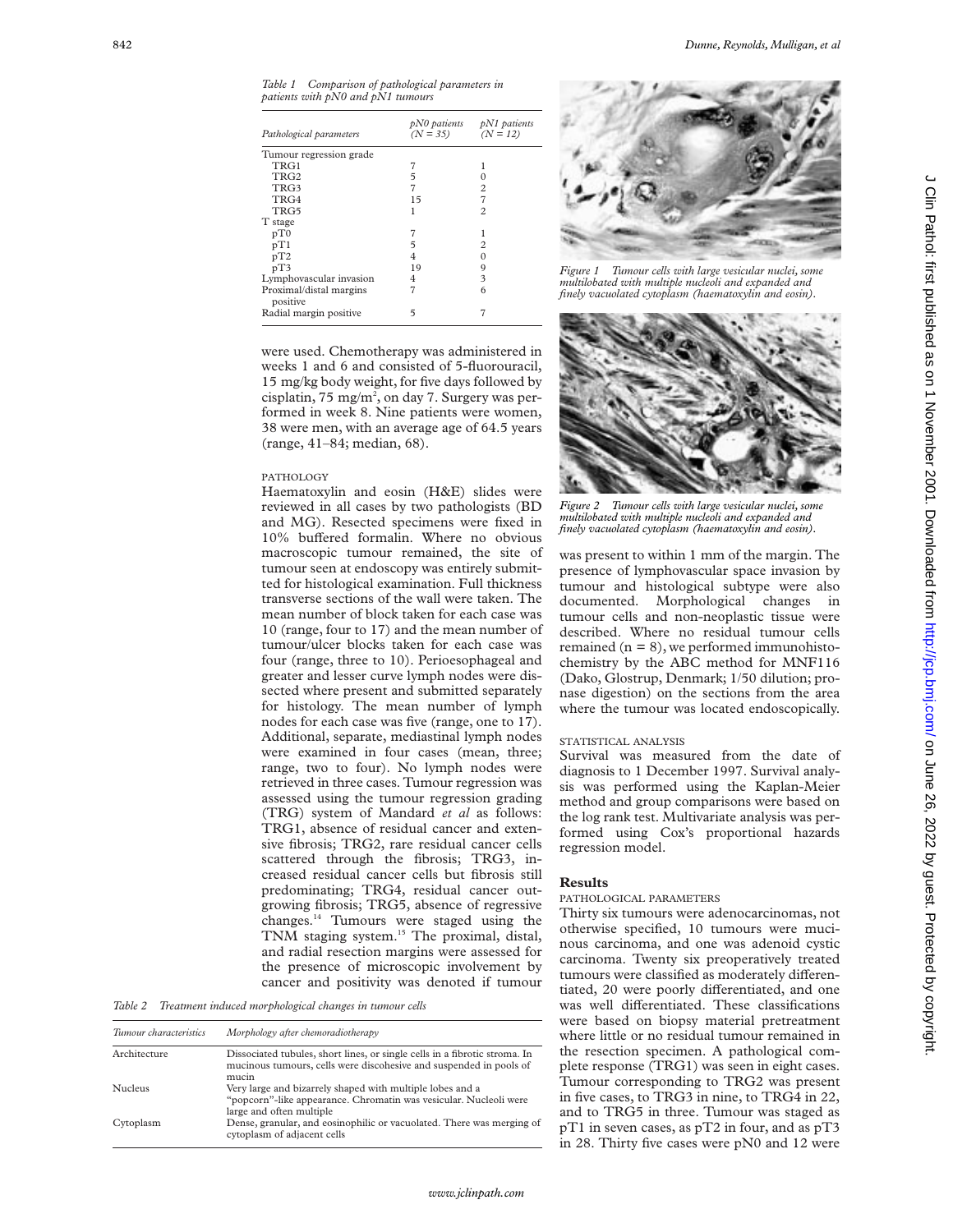*Table 1 Comparison of pathological parameters in patients with pN0 and pN1 tumours*

| Pathological parameters | pN0 patients (N = 35) | pN1 patients (N = 12) |
|---|---|---|
| Tumour regression grade | | |
| TRG1 | 7 | 1 |
| TRG2 | 5 | 0 |
| TRG3 | 7 | 2 |
| TRG4 | 15 | 7 |
| TRG5 | 1 | 2 |
| T stage | | |
| pT0 | 7 | 1 |
| pT1 | 5 | 2 |
| pT2 | 4 | 0 |
| pT3 | 19 | 9 |
| Lymphovascular invasion | 4 | 3 |
| Proximal/distal margins positive | 7 | 6 |
| Radial margin positive | 5 | 7 |

were used. Chemotherapy was administered in weeks 1 and 6 and consisted of 5-fluorouracil, 15 mg/kg body weight, for five days followed by cisplatin, 75 mg/m$^2$, on day 7. Surgery was performed in week 8. Nine patients were women, 38 were men, with an average age of 64.5 years (range, 41–84; median, 68).

### PATHOLOGY

Haematoxylin and eosin (H&E) slides were reviewed in all cases by two pathologists (BD and MG). Resected specimens were fixed in 10% buffered formalin. Where no obvious macroscopic tumour remained, the site of tumour seen at endoscopy was entirely submitted for histological examination. Full thickness transverse sections of the wall were taken. The mean number of block taken for each case was 10 (range, four to 17) and the mean number of tumour/ulcer blocks taken for each case was four (range, three to 10). Perioesophageal and greater and lesser curve lymph nodes were dissected where present and submitted separately for histology. The mean number of lymph nodes for each case was five (range, one to 17). Additional, separate, mediastinal lymph nodes were examined in four cases (mean, three; range, two to four). No lymph nodes were retrieved in three cases. Tumour regression was assessed using the tumour regression grading (TRG) system of Mandard *et al* as follows: TRG1, absence of residual cancer and extensive fibrosis; TRG2, rare residual cancer cells scattered through the fibrosis; TRG3, increased residual cancer cells but fibrosis still predominating; TRG4, residual cancer outgrowing fibrosis; TRG5, absence of regressive changes.[14] Tumours were staged using the TNM staging system.[15] The proximal, distal, and radial resection margins were assessed for the presence of microscopic involvement by cancer and positivity was denoted if tumour was present to within 1 mm of the margin. The presence of lymphovascular space invasion by tumour and histological subtype were also documented. Morphological changes in tumour cells and non-neoplastic tissue were described. Where no residual tumour cells remained (n = 8), we performed immunohistochemistry by the ABC method for MNF116 (Dako, Glostrup, Denmark; 1/50 dilution; pronase digestion) on the sections from the area where the tumour was located endoscopically.

*Table 2 Treatment induced morphological changes in tumour cells*

| Tumour characteristics | Morphology after chemoradiotherapy |
|---|---|
| Architecture | Dissociated tubules, short lines, or single cells in a fibrotic stroma. In mucinous tumours, cells were discohesive and suspended in pools of mucin |
| Nucleus | Very large and bizarrely shaped with multiple lobes and a "popcorn"-like appearance. Chromatin was vesicular. Nucleoli were large and often multiple |
| Cytoplasm | Dense, granular, and eosinophilic or vacuolated. There was merging of cytoplasm of adjacent cells |

*Figure 1 Tumour cells with large vesicular nuclei, some multilobated with multiple nucleoli and expanded and finely vacuolated cytoplasm (haematoxylin and eosin).*

*Figure 2 Tumour cells with large vesicular nuclei, some multilobated with multiple nucleoli and expanded and finely vacuolated cytoplasm (haematoxylin and eosin).*

### STATISTICAL ANALYSIS

Survival was measured from the date of diagnosis to 1 December 1997. Survival analysis was performed using the Kaplan-Meier method and group comparisons were based on the log rank test. Multivariate analysis was performed using Cox's proportional hazards regression model.

## Results

### PATHOLOGICAL PARAMETERS

Thirty six tumours were adenocarcinomas, not otherwise specified, 10 tumours were mucinous carcinoma, and one was adenoid cystic carcinoma. Twenty six preoperatively treated tumours were classified as moderately differentiated, 20 were poorly differentiated, and one was well differentiated. These classifications were based on biopsy material pretreatment where little or no residual tumour remained in the resection specimen. A pathological complete response (TRG1) was seen in eight cases. Tumour corresponding to TRG2 was present in five cases, to TRG3 in nine, to TRG4 in 22, and to TRG5 in three. Tumour was staged as pT1 in seven cases, as pT2 in four, and as pT3 in 28. Thirty five cases were pN0 and 12 were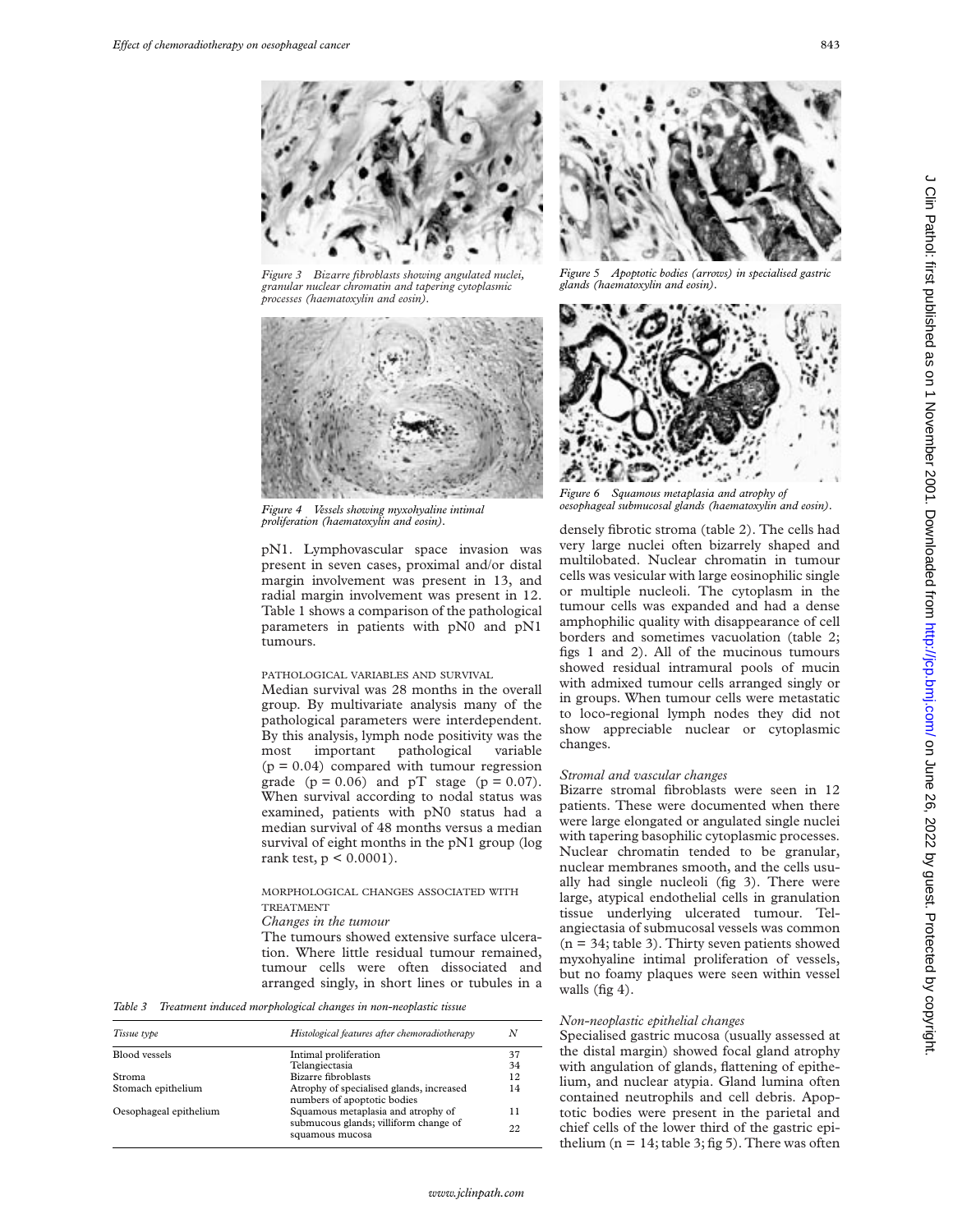Figure 3 Bizarre fibroblasts showing angulated nuclei, granular nuclear chromatin and tapering cytoplasmic processes (haematoxylin and eosin).

Figure 4 Vessels showing myxohyaline intimal proliferation (haematoxylin and eosin).

pN1. Lymphovascular space invasion was present in seven cases, proximal and/or distal margin involvement was present in 13, and radial margin involvement was present in 12. Table 1 shows a comparison of the pathological parameters in patients with pN0 and pN1 tumours.

#### PATHOLOGICAL VARIABLES AND SURVIVAL

Median survival was 28 months in the overall group. By multivariate analysis many of the pathological parameters were interdependent. By this analysis, lymph node positivity was the most important pathological variable ($p = 0.04$) compared with tumour regression grade ($p = 0.06$) and pT stage ($p = 0.07$). When survival according to nodal status was examined, patients with pN0 status had a median survival of 48 months versus a median survival of eight months in the pN1 group (log rank test, $p < 0.0001$).

#### MORPHOLOGICAL CHANGES ASSOCIATED WITH TREATMENT

*Changes in the tumour*

The tumours showed extensive surface ulceration. Where little residual tumour remained, tumour cells were often dissociated and arranged singly, in short lines or tubules in a densely fibrotic stroma (table 2). The cells had very large nuclei often bizarrely shaped and multilobated. Nuclear chromatin in tumour cells was vesicular with large eosinophilic single or multiple nucleoli. The cytoplasm in the tumour cells was expanded and had a dense amphophilic quality with disappearance of cell borders and sometimes vacuolation (table 2; figs 1 and 2). All of the mucinous tumours showed residual intramural pools of mucin with admixed tumour cells arranged singly or in groups. When tumour cells were metastatic to loco-regional lymph nodes they did not show appreciable nuclear or cytoplasmic changes.

Table 3 Treatment induced morphological changes in non-neoplastic tissue

| Tissue type | Histological features after chemoradiotherapy | N |
|---|---|---|
| Blood vessels | Intimal proliferation | 37 |
| | Telangiectasia | 34 |
| Stroma | Bizarre fibroblasts | 12 |
| Stomach epithelium | Atrophy of specialised glands, increased numbers of apoptotic bodies | 14 |
| Oesophageal epithelium | Squamous metaplasia and atrophy of submucous glands; villiform change of squamous mucosa | 11 |
| | | 22 |

Figure 5 Apoptotic bodies (arrows) in specialised gastric glands (haematoxylin and eosin).

Figure 6 Squamous metaplasia and atrophy of oesophageal submucosal glands (haematoxylin and eosin).

*Stromal and vascular changes*

Bizarre stromal fibroblasts were seen in 12 patients. These were documented when there were large elongated or angulated single nuclei with tapering basophilic cytoplasmic processes. Nuclear chromatin tended to be granular, nuclear membranes smooth, and the cells usually had single nucleoli (fig 3). There were large, atypical endothelial cells in granulation tissue underlying ulcerated tumour. Telangiectasia of submucosal vessels was common (n = 34; table 3). Thirty seven patients showed myxohyaline intimal proliferation of vessels, but no foamy plaques were seen within vessel walls (fig 4).

*Non-neoplastic epithelial changes*

Specialised gastric mucosa (usually assessed at the distal margin) showed focal gland atrophy with angulation of glands, flattening of epithelium, and nuclear atypia. Gland lumina often contained neutrophils and cell debris. Apoptotic bodies were present in the parietal and chief cells of the lower third of the gastric epithelium (n = 14; table 3; fig 5). There was often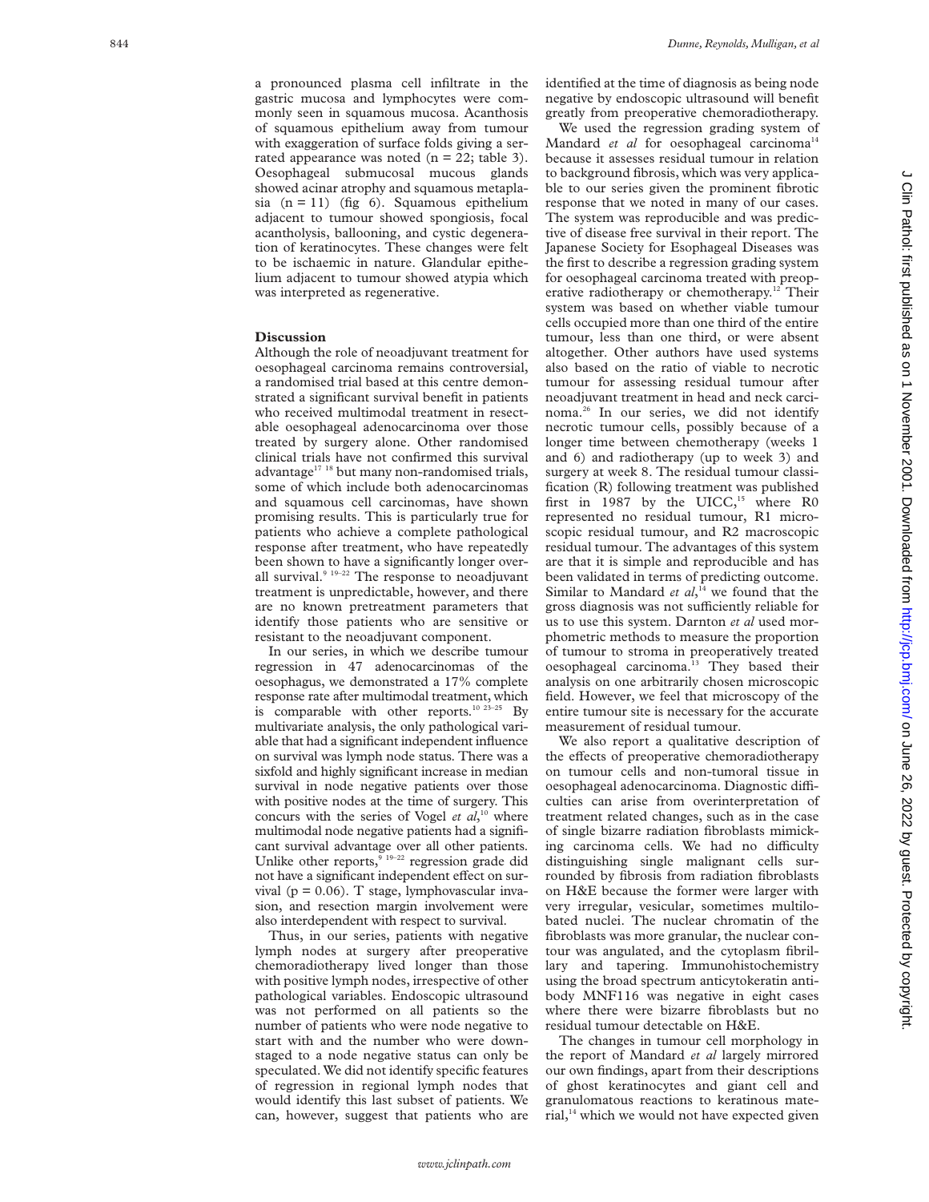a pronounced plasma cell infiltrate in the gastric mucosa and lymphocytes were commonly seen in squamous mucosa. Acanthosis of squamous epithelium away from tumour with exaggeration of surface folds giving a serrated appearance was noted (n = 22; table 3). Oesophageal submucosal mucous glands showed acinar atrophy and squamous metaplasia (n = 11) (fig 6). Squamous epithelium adjacent to tumour showed spongiosis, focal acantholysis, ballooning, and cystic degeneration of keratinocytes. These changes were felt to be ischaemic in nature. Glandular epithelium adjacent to tumour showed atypia which was interpreted as regenerative.

## Discussion

Although the role of neoadjuvant treatment for oesophageal carcinoma remains controversial, a randomised trial based at this centre demonstrated a significant survival benefit in patients who received multimodal treatment in resectable oesophageal adenocarcinoma over those treated by surgery alone. Other randomised clinical trials have not confirmed this survival advantage[17,18] but many non-randomised trials, some of which include both adenocarcinomas and squamous cell carcinomas, have shown promising results. This is particularly true for patients who achieve a complete pathological response after treatment, who have repeatedly been shown to have a significantly longer overall survival.[9,19–22] The response to neoadjuvant treatment is unpredictable, however, and there are no known pretreatment parameters that identify those patients who are sensitive or resistant to the neoadjuvant component.

In our series, in which we describe tumour regression in 47 adenocarcinomas of the oesophagus, we demonstrated a 17% complete response rate after multimodal treatment, which is comparable with other reports.[10,23–25] By multivariate analysis, the only pathological variable that had a significant independent influence on survival was lymph node status. There was a sixfold and highly significant increase in median survival in node negative patients over those with positive nodes at the time of surgery. This concurs with the series of Vogel *et al*,[10] where multimodal node negative patients had a significant survival advantage over all other patients. Unlike other reports,[9,19–22] regression grade did not have a significant independent effect on survival ($p = 0.06$). T stage, lymphovascular invasion, and resection margin involvement were also interdependent with respect to survival.

Thus, in our series, patients with negative lymph nodes at surgery after preoperative chemoradiotherapy lived longer than those with positive lymph nodes, irrespective of other pathological variables. Endoscopic ultrasound was not performed on all patients so the number of patients who were node negative to start with and the number who were downstaged to a node negative status can only be speculated. We did not identify specific features of regression in regional lymph nodes that would identify this last subset of patients. We can, however, suggest that patients who are identified at the time of diagnosis as being node negative by endoscopic ultrasound will benefit greatly from preoperative chemoradiotherapy.

We used the regression grading system of Mandard *et al* for oesophageal carcinoma[14] because it assesses residual tumour in relation to background fibrosis, which was very applicable to our series given the prominent fibrotic response that we noted in many of our cases. The system was reproducible and was predictive of disease free survival in their report. The Japanese Society for Esophageal Diseases was the first to describe a regression grading system for oesophageal carcinoma treated with preoperative radiotherapy or chemotherapy.[12] Their system was based on whether viable tumour cells occupied more than one third of the entire tumour, less than one third, or were absent altogether. Other authors have used systems also based on the ratio of viable to necrotic tumour for assessing residual tumour after neoadjuvant treatment in head and neck carcinoma.[26] In our series, we did not identify necrotic tumour cells, possibly because of a longer time between chemotherapy (weeks 1 and 6) and radiotherapy (up to week 3) and surgery at week 8. The residual tumour classification (R) following treatment was published first in 1987 by the UICC,[15] where R0 represented no residual tumour, R1 microscopic residual tumour, and R2 macroscopic residual tumour. The advantages of this system are that it is simple and reproducible and has been validated in terms of predicting outcome. Similar to Mandard *et al*,[14] we found that the gross diagnosis was not sufficiently reliable for us to use this system. Darnton *et al* used morphometric methods to measure the proportion of tumour to stroma in preoperatively treated oesophageal carcinoma.[13] They based their analysis on one arbitrarily chosen microscopic field. However, we feel that microscopy of the entire tumour site is necessary for the accurate measurement of residual tumour.

We also report a qualitative description of the effects of preoperative chemoradiotherapy on tumour cells and non-tumoral tissue in oesophageal adenocarcinoma. Diagnostic difficulties can arise from overinterpretation of treatment related changes, such as in the case of single bizarre radiation fibroblasts mimicking carcinoma cells. We had no difficulty distinguishing single malignant cells surrounded by fibrosis from radiation fibroblasts on H&E because the former were larger with very irregular, vesicular, sometimes multilobated nuclei. The nuclear chromatin of the fibroblasts was more granular, the nuclear contour was angulated, and the cytoplasm fibrillary and tapering. Immunohistochemistry using the broad spectrum anticytokeratin antibody MNF116 was negative in eight cases where there were bizarre fibroblasts but no residual tumour detectable on H&E.

The changes in tumour cell morphology in the report of Mandard *et al* largely mirrored our own findings, apart from their descriptions of ghost keratinocytes and giant cell and granulomatous reactions to keratinous material,[14] which we would not have expected given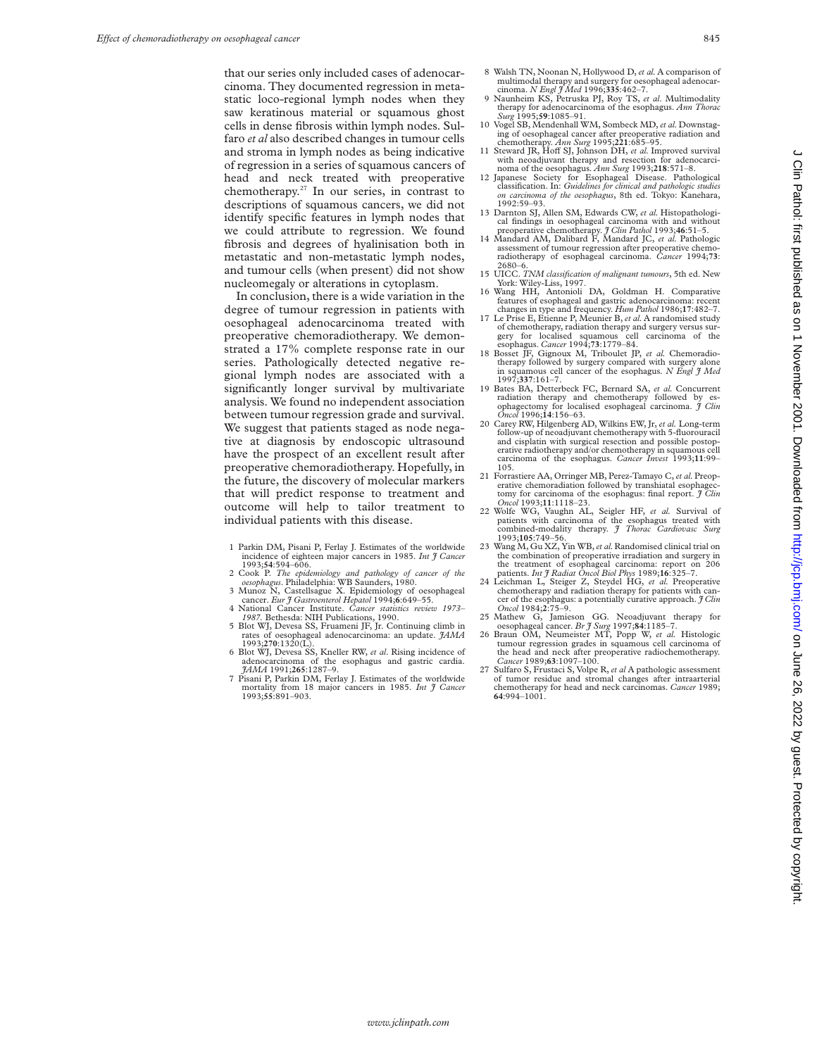that our series only included cases of adenocarcinoma. They documented regression in metastatic loco-regional lymph nodes when they saw keratinous material or squamous ghost cells in dense fibrosis within lymph nodes. Sulfaro *et al* also described changes in tumour cells and stroma in lymph nodes as being indicative of regression in a series of squamous cancers of head and neck treated with preoperative chemotherapy.[27] In our series, in contrast to descriptions of squamous cancers, we did not identify specific features in lymph nodes that we could attribute to regression. We found fibrosis and degrees of hyalinisation both in metastatic and non-metastatic lymph nodes, and tumour cells (when present) did not show nucleomegaly or alterations in cytoplasm.

In conclusion, there is a wide variation in the degree of tumour regression in patients with oesophageal adenocarcinoma treated with preoperative chemoradiotherapy. We demonstrated a 17% complete response rate in our series. Pathologically detected negative regional lymph nodes are associated with a significantly longer survival by multivariate analysis. We found no independent association between tumour regression grade and survival. We suggest that patients staged as node negative at diagnosis by endoscopic ultrasound have the prospect of an excellent result after preoperative chemoradiotherapy. Hopefully, in the future, the discovery of molecular markers that will predict response to treatment and outcome will help to tailor treatment to individual patients with this disease.

1 Parkin DM, Pisani P, Ferlay J. Estimates of the worldwide incidence of eighteen major cancers in 1985. *Int J Cancer* 1993;**54**:594–606.
2 Cook P. *The epidemiology and pathology of cancer of the oesophagus*. Philadelphia: WB Saunders, 1980.
3 Munoz N, Castellsague X. Epidemiology of oesophageal cancer. *Eur J Gastroenterol Hepatol* 1994;**6**:649–55.
4 National Cancer Institute. *Cancer statistics review 1973–1987*. Bethesda: NIH Publications, 1990.
5 Blot WJ, Devesa SS, Fruameni JF, Jr. Continuing climb in rates of oesophageal adenocarcinoma: an update. *JAMA* 1993;**270**:1320(L).
6 Blot WJ, Devesa SS, Kneller RW, *et al*. Rising incidence of adenocarcinoma of the esophagus and gastric cardia. *JAMA* 1991;**265**:1287–9.
7 Pisani P, Parkin DM, Ferlay J. Estimates of the worldwide mortality from 18 major cancers in 1985. *Int J Cancer* 1993;**55**:891–903.
8 Walsh TN, Noonan N, Hollywood D, *et al*. A comparison of multimodal therapy and surgery for oesophageal adenocarcinoma. *N Engl J Med* 1996;**335**:462–7.
9 Naunheim KS, Petruska PJ, Roy TS, *et al*. Multimodality therapy for adenocarcinoma of the esophagus. *Ann Thorac Surg* 1995;**59**:1085–91.
10 Vogel SB, Mendenhall WM, Sombeck MD, *et al*. Downstaging of oesophageal cancer after preoperative radiation and chemotherapy. *Ann Surg* 1995;**221**:685–95.
11 Steward JR, Hoff SJ, Johnson DH, *et al*. Improved survival with neoadjuvant therapy and resection for adenocarcinoma of the oesophagus. *Ann Surg* 1993;**218**:571–8.
12 Japanese Society for Esophageal Disease. Pathological classification. In: *Guidelines for clinical and pathologic studies on carcinoma of the oesophagus*, 8th ed. Tokyo: Kanehara, 1992:59–93.
13 Darnton SJ, Allen SM, Edwards CW, *et al*. Histopathological findings in oesophageal carcinoma with and without preoperative chemotherapy. *J Clin Pathol* 1993;**46**:51–5.
14 Mandard AM, Dalibard F, Mandard JC, *et al*. Pathologic assessment of tumour regression after preoperative chemoradiotherapy of esophageal carcinoma. *Cancer* 1994;**73**:2680–6.
15 UICC. *TNM classification of malignant tumours*, 5th ed. New York: Wiley-Liss, 1997.
16 Wang HH, Antonioli DA, Goldman H. Comparative features of esophageal and gastric adenocarcinoma: recent changes in type and frequency. *Hum Pathol* 1986;**17**:482–7.
17 Le Prise E, Etienne P, Meunier B, *et al*. A randomised study of chemotherapy, radiation therapy and surgery versus surgery for localised squamous cell carcinoma of the esophagus. *Cancer* 1994;**73**:1779–84.
18 Bosset JF, Gignoux M, Triboulet JP, *et al*. Chemoradiotherapy followed by surgery compared with surgery alone in squamous cell cancer of the esophagus. *N Engl J Med* 1997;**337**:161–7.
19 Bates BA, Detterbeck FC, Bernard SA, *et al*. Concurrent radiation therapy and chemotherapy followed by esophagectomy for localised esophageal carcinoma. *J Clin Oncol* 1996;**14**:156–63.
20 Carey RW, Hilgenberg AD, Wilkins EW, Jr, *et al*. Long-term follow-up of neoadjuvant chemotherapy with 5-fluorouracil and cisplatin with surgical resection and possible postoperative radiotherapy and/or chemotherapy in squamous cell carcinoma of the esophagus. *Cancer Invest* 1993;**11**:99–105.
21 Forrastiere AA, Orringer MB, Perez-Tamayo C, *et al*. Preoperative chemoradiation followed by transhiatal esophagectomy for carcinoma of the esophagus: final report. *J Clin Oncol* 1993;**11**:1118–23.
22 Wolfe WG, Vaughn AL, Seigler HF, *et al*. Survival of patients with carcinoma of the esophagus treated with combined-modality therapy. *J Thorac Cardiovasc Surg* 1993;**105**:749–56.
23 Wang M, Gu XZ, Yin WB, *et al*. Randomised clinical trial on the combination of preoperative irradiation and surgery in the treatment of esophageal carcinoma: report on 206 patients. *Int J Radiat Oncol Biol Phys* 1989;**16**:325–7.
24 Leichman L, Steiger Z, Steydel HG, *et al*. Preoperative chemotherapy and radiation therapy for patients with cancer of the esophagus: a potentially curative approach. *J Clin Oncol* 1984;**2**:75–9.
25 Mathew G, Jamieson GG. Neoadjuvant therapy for oesophageal cancer. *Br J Surg* 1997;**84**:1185–7.
26 Braun OM, Neumeister MT, Popp W, *et al*. Histologic tumour regression grades in squamous cell carcinoma of the head and neck after preoperative radiochemotherapy. *Cancer* 1989;**63**:1097–100.
27 Sulfaro S, Frustaci S, Volpe R, *et al* A pathologic assessment of tumor residue and stromal changes after intraarterial chemotherapy for head and neck carcinomas. *Cancer* 1989;**64**:994–1001.